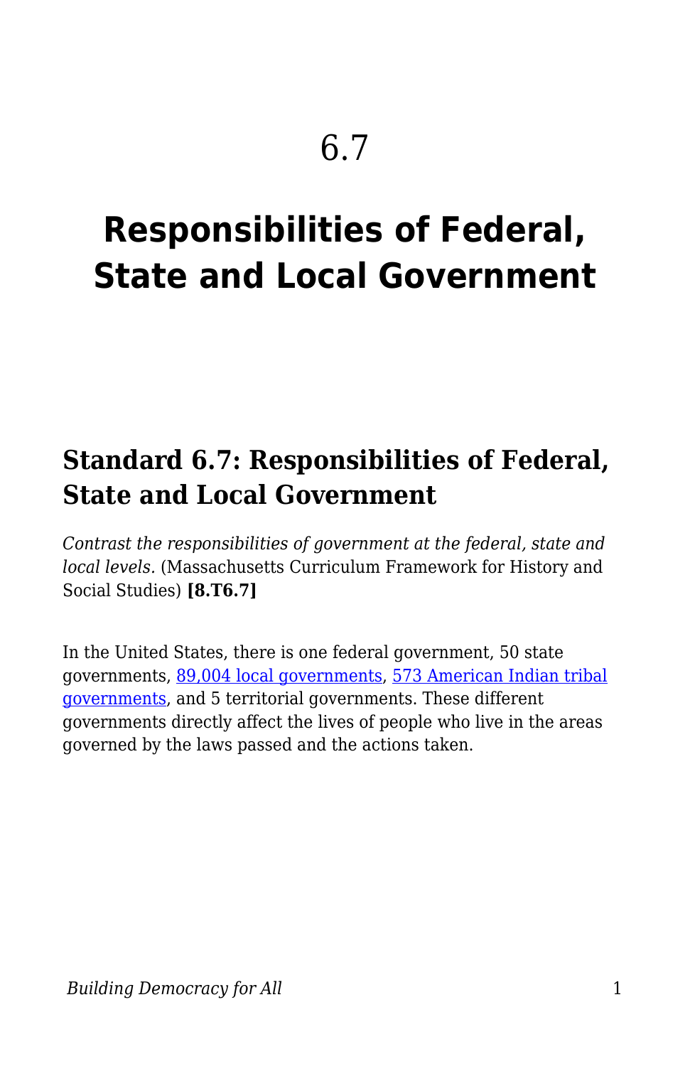# 6.7

# Responsibilities of Federal, State and Local Government

## Standard 6.7: Responsibilities of Federal, State and Local Government

*Contrast the responsibilities of government at the federal, state and local levels.* (Massachusetts Curriculum Framework for History and Social Studies) **[8.T6.7]**

In the United States, there is one federal government, 50 state governments, 89,004 local governments, 573 American Indian tribal governments, and 5 territorial governments. These different governments directly affect the lives of people who live in the areas governed by the laws passed and the actions taken.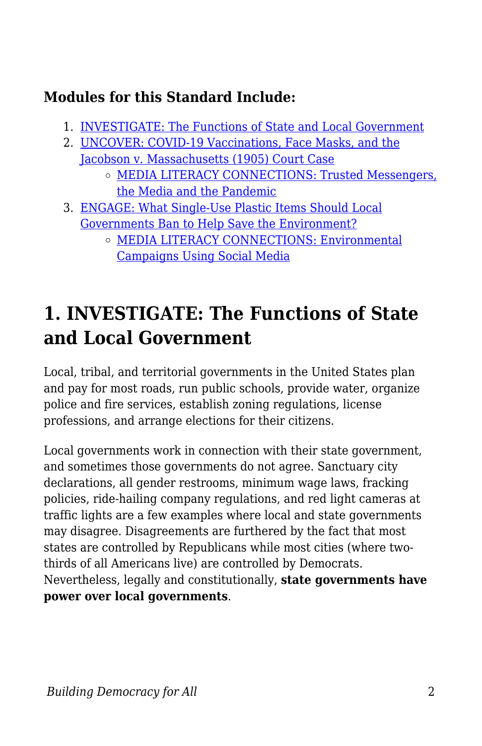**Modules for this Standard Include:**

1. INVESTIGATE: The Functions of State and Local Government
2. UNCOVER: COVID-19 Vaccinations, Face Masks, and the Jacobson v. Massachusetts (1905) Court Case
   - MEDIA LITERACY CONNECTIONS: Trusted Messengers, the Media and the Pandemic
3. ENGAGE: What Single-Use Plastic Items Should Local Governments Ban to Help Save the Environment?
   - MEDIA LITERACY CONNECTIONS: Environmental Campaigns Using Social Media

## 1. INVESTIGATE: The Functions of State and Local Government

Local, tribal, and territorial governments in the United States plan and pay for most roads, run public schools, provide water, organize police and fire services, establish zoning regulations, license professions, and arrange elections for their citizens.

Local governments work in connection with their state government, and sometimes those governments do not agree. Sanctuary city declarations, all gender restrooms, minimum wage laws, fracking policies, ride-hailing company regulations, and red light cameras at traffic lights are a few examples where local and state governments may disagree. Disagreements are furthered by the fact that most states are controlled by Republicans while most cities (where two-thirds of all Americans live) are controlled by Democrats. Nevertheless, legally and constitutionally, **state governments have power over local governments**.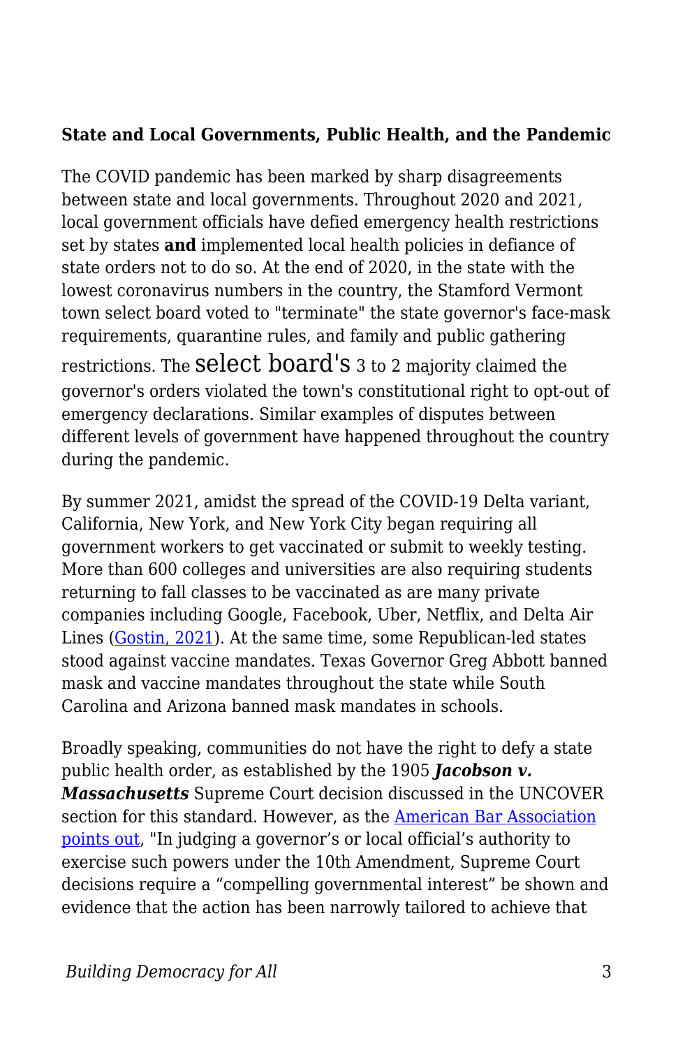**State and Local Governments, Public Health, and the Pandemic**

The COVID pandemic has been marked by sharp disagreements between state and local governments. Throughout 2020 and 2021, local government officials have defied emergency health restrictions set by states **and** implemented local health policies in defiance of state orders not to do so. At the end of 2020, in the state with the lowest coronavirus numbers in the country, the Stamford Vermont town select board voted to "terminate" the state governor's face-mask requirements, quarantine rules, and family and public gathering restrictions. The select board's 3 to 2 majority claimed the governor's orders violated the town's constitutional right to opt-out of emergency declarations. Similar examples of disputes between different levels of government have happened throughout the country during the pandemic.

By summer 2021, amidst the spread of the COVID-19 Delta variant, California, New York, and New York City began requiring all government workers to get vaccinated or submit to weekly testing. More than 600 colleges and universities are also requiring students returning to fall classes to be vaccinated as are many private companies including Google, Facebook, Uber, Netflix, and Delta Air Lines (Gostin, 2021). At the same time, some Republican-led states stood against vaccine mandates. Texas Governor Greg Abbott banned mask and vaccine mandates throughout the state while South Carolina and Arizona banned mask mandates in schools.

Broadly speaking, communities do not have the right to defy a state public health order, as established by the 1905 ***Jacobson v. Massachusetts*** Supreme Court decision discussed in the UNCOVER section for this standard. However, as the American Bar Association points out, "In judging a governor's or local official's authority to exercise such powers under the 10th Amendment, Supreme Court decisions require a "compelling governmental interest" be shown and evidence that the action has been narrowly tailored to achieve that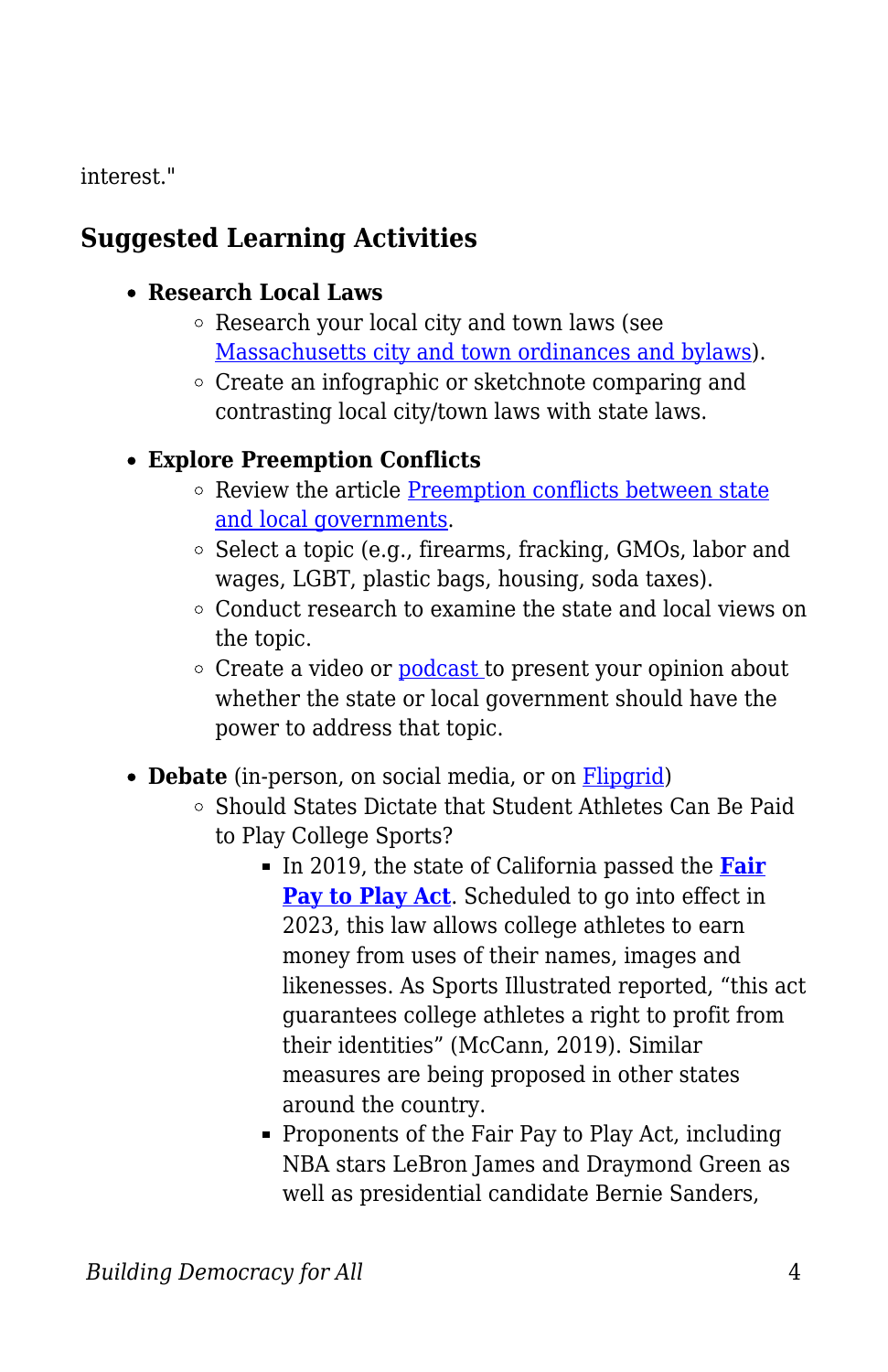interest."

## Suggested Learning Activities

- **Research Local Laws**
  - Research your local city and town laws (see [Massachusetts city and town ordinances and bylaws](#)).
  - Create an infographic or sketchnote comparing and contrasting local city/town laws with state laws.
- **Explore Preemption Conflicts**
  - Review the article [Preemption conflicts between state and local governments](#).
  - Select a topic (e.g., firearms, fracking, GMOs, labor and wages, LGBT, plastic bags, housing, soda taxes).
  - Conduct research to examine the state and local views on the topic.
  - Create a video or [podcast](#) to present your opinion about whether the state or local government should have the power to address that topic.
- **Debate** (in-person, on social media, or on [Flipgrid](#))
  - Should States Dictate that Student Athletes Can Be Paid to Play College Sports?
    - In 2019, the state of California passed the **[Fair Pay to Play Act](#)**. Scheduled to go into effect in 2023, this law allows college athletes to earn money from uses of their names, images and likenesses. As Sports Illustrated reported, "this act guarantees college athletes a right to profit from their identities" (McCann, 2019). Similar measures are being proposed in other states around the country.
    - Proponents of the Fair Pay to Play Act, including NBA stars LeBron James and Draymond Green as well as presidential candidate Bernie Sanders,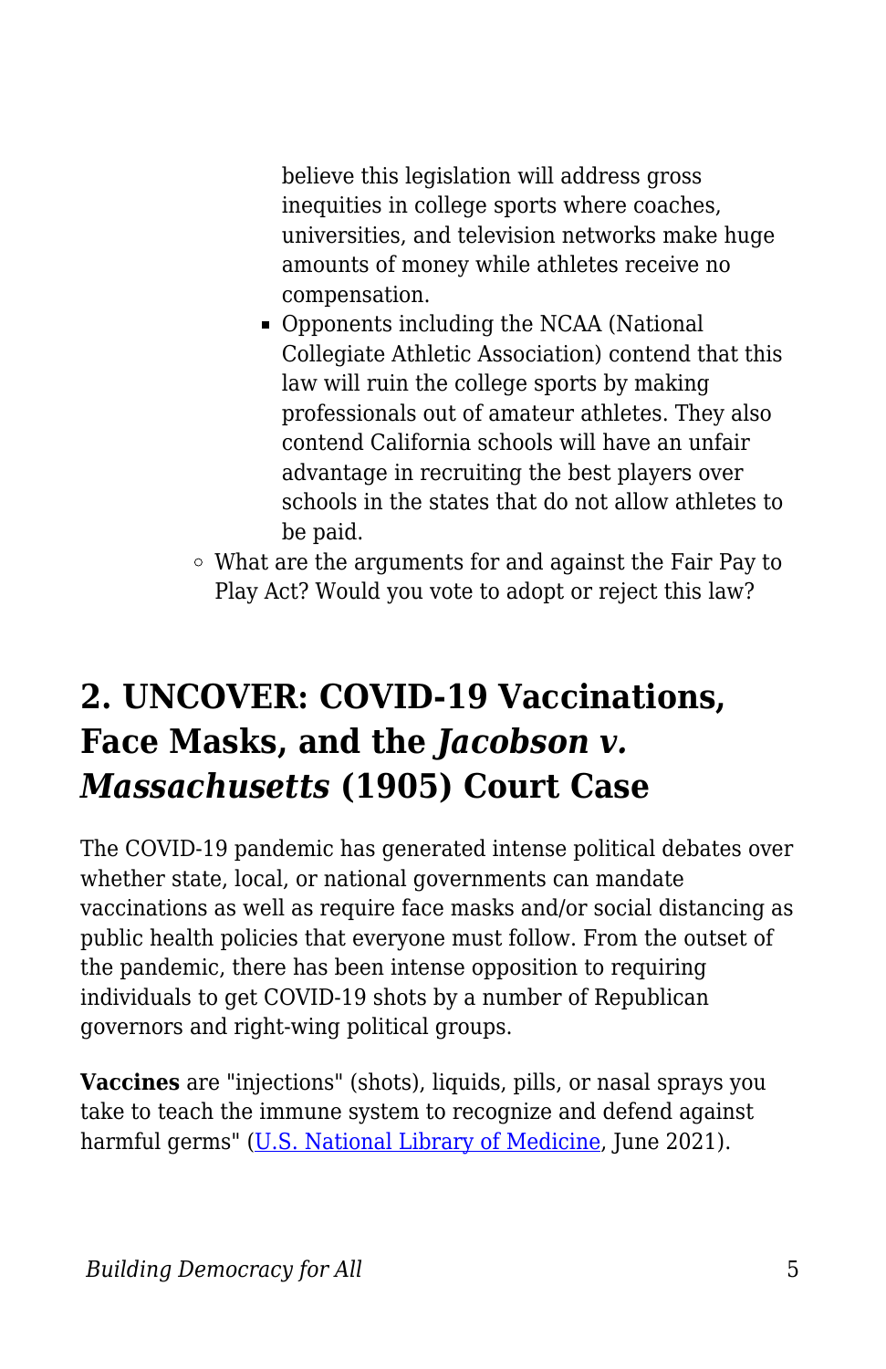believe this legislation will address gross inequities in college sports where coaches, universities, and television networks make huge amounts of money while athletes receive no compensation.
    - Opponents including the NCAA (National Collegiate Athletic Association) contend that this law will ruin the college sports by making professionals out of amateur athletes. They also contend California schools will have an unfair advantage in recruiting the best players over schools in the states that do not allow athletes to be paid.
  - What are the arguments for and against the Fair Pay to Play Act? Would you vote to adopt or reject this law?

## 2. UNCOVER: COVID-19 Vaccinations, Face Masks, and the *Jacobson v. Massachusetts* (1905) Court Case

The COVID-19 pandemic has generated intense political debates over whether state, local, or national governments can mandate vaccinations as well as require face masks and/or social distancing as public health policies that everyone must follow. From the outset of the pandemic, there has been intense opposition to requiring individuals to get COVID-19 shots by a number of Republican governors and right-wing political groups.

**Vaccines** are "injections" (shots), liquids, pills, or nasal sprays you take to teach the immune system to recognize and defend against harmful germs" (U.S. National Library of Medicine, June 2021).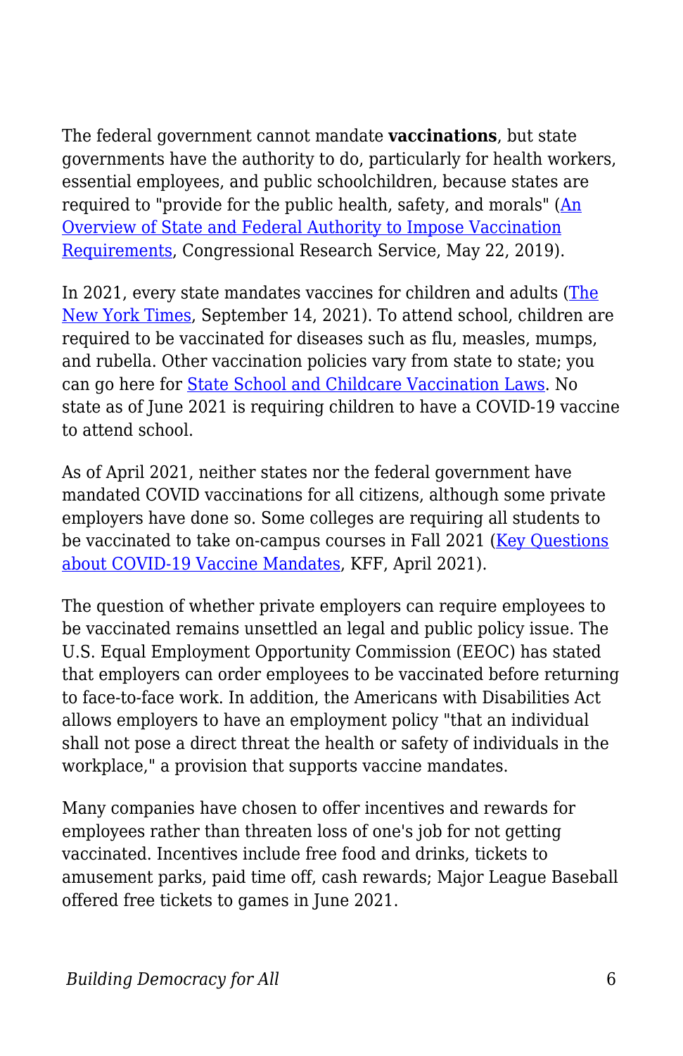The federal government cannot mandate **vaccinations**, but state governments have the authority to do, particularly for health workers, essential employees, and public schoolchildren, because states are required to "provide for the public health, safety, and morals" (An Overview of State and Federal Authority to Impose Vaccination Requirements, Congressional Research Service, May 22, 2019).

In 2021, every state mandates vaccines for children and adults (The New York Times, September 14, 2021). To attend school, children are required to be vaccinated for diseases such as flu, measles, mumps, and rubella. Other vaccination policies vary from state to state; you can go here for State School and Childcare Vaccination Laws. No state as of June 2021 is requiring children to have a COVID-19 vaccine to attend school.

As of April 2021, neither states nor the federal government have mandated COVID vaccinations for all citizens, although some private employers have done so. Some colleges are requiring all students to be vaccinated to take on-campus courses in Fall 2021 (Key Questions about COVID-19 Vaccine Mandates, KFF, April 2021).

The question of whether private employers can require employees to be vaccinated remains unsettled an legal and public policy issue. The U.S. Equal Employment Opportunity Commission (EEOC) has stated that employers can order employees to be vaccinated before returning to face-to-face work. In addition, the Americans with Disabilities Act allows employers to have an employment policy "that an individual shall not pose a direct threat the health or safety of individuals in the workplace," a provision that supports vaccine mandates.

Many companies have chosen to offer incentives and rewards for employees rather than threaten loss of one's job for not getting vaccinated. Incentives include free food and drinks, tickets to amusement parks, paid time off, cash rewards; Major League Baseball offered free tickets to games in June 2021.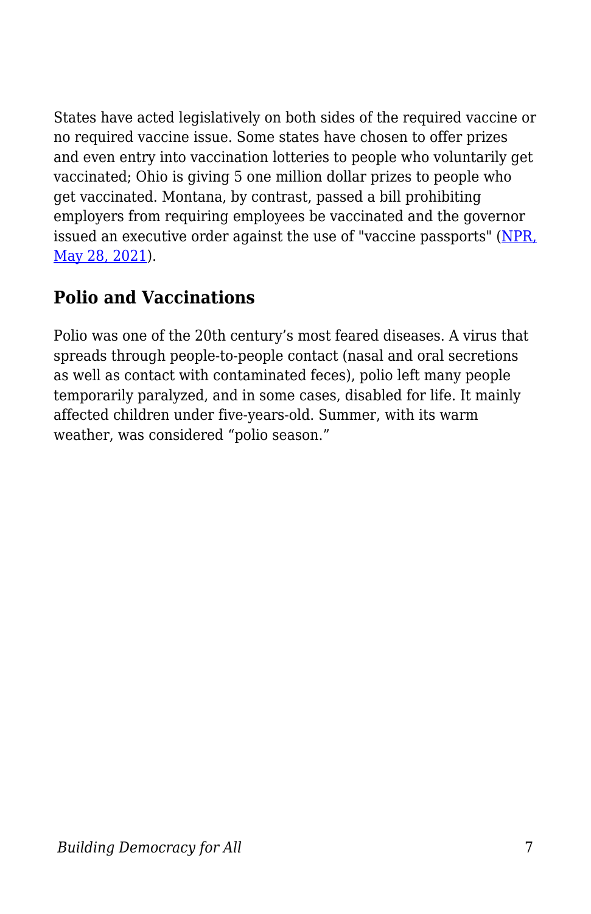States have acted legislatively on both sides of the required vaccine or no required vaccine issue. Some states have chosen to offer prizes and even entry into vaccination lotteries to people who voluntarily get vaccinated; Ohio is giving 5 one million dollar prizes to people who get vaccinated. Montana, by contrast, passed a bill prohibiting employers from requiring employees be vaccinated and the governor issued an executive order against the use of "vaccine passports" (NPR, May 28, 2021).

## Polio and Vaccinations

Polio was one of the 20th century's most feared diseases. A virus that spreads through people-to-people contact (nasal and oral secretions as well as contact with contaminated feces), polio left many people temporarily paralyzed, and in some cases, disabled for life. It mainly affected children under five-years-old. Summer, with its warm weather, was considered "polio season."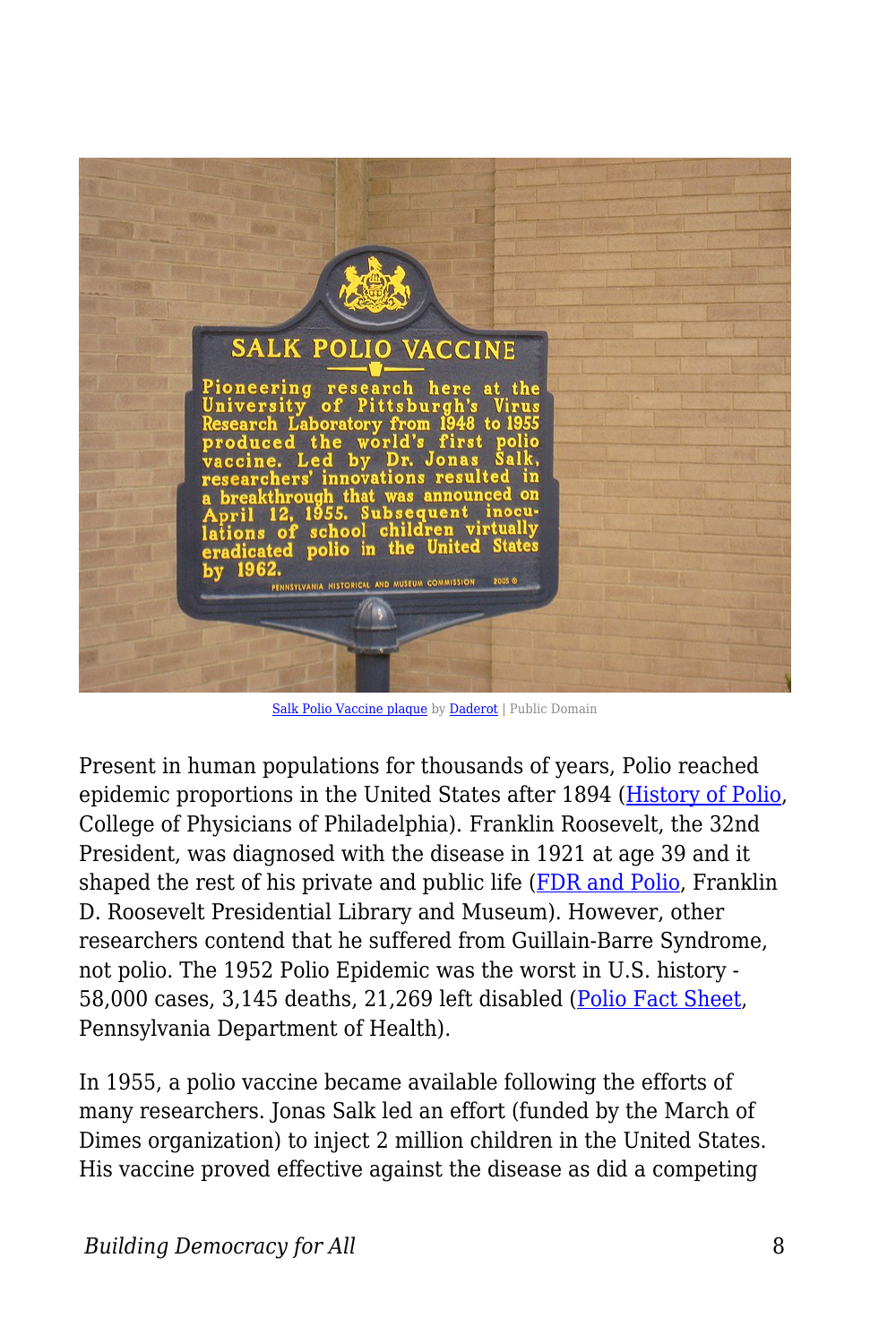Salk Polio Vaccine plaque by Daderot | Public Domain

Present in human populations for thousands of years, Polio reached epidemic proportions in the United States after 1894 (History of Polio, College of Physicians of Philadelphia). Franklin Roosevelt, the 32nd President, was diagnosed with the disease in 1921 at age 39 and it shaped the rest of his private and public life (FDR and Polio, Franklin D. Roosevelt Presidential Library and Museum). However, other researchers contend that he suffered from Guillain-Barre Syndrome, not polio. The 1952 Polio Epidemic was the worst in U.S. history - 58,000 cases, 3,145 deaths, 21,269 left disabled (Polio Fact Sheet, Pennsylvania Department of Health).

In 1955, a polio vaccine became available following the efforts of many researchers. Jonas Salk led an effort (funded by the March of Dimes organization) to inject 2 million children in the United States. His vaccine proved effective against the disease as did a competing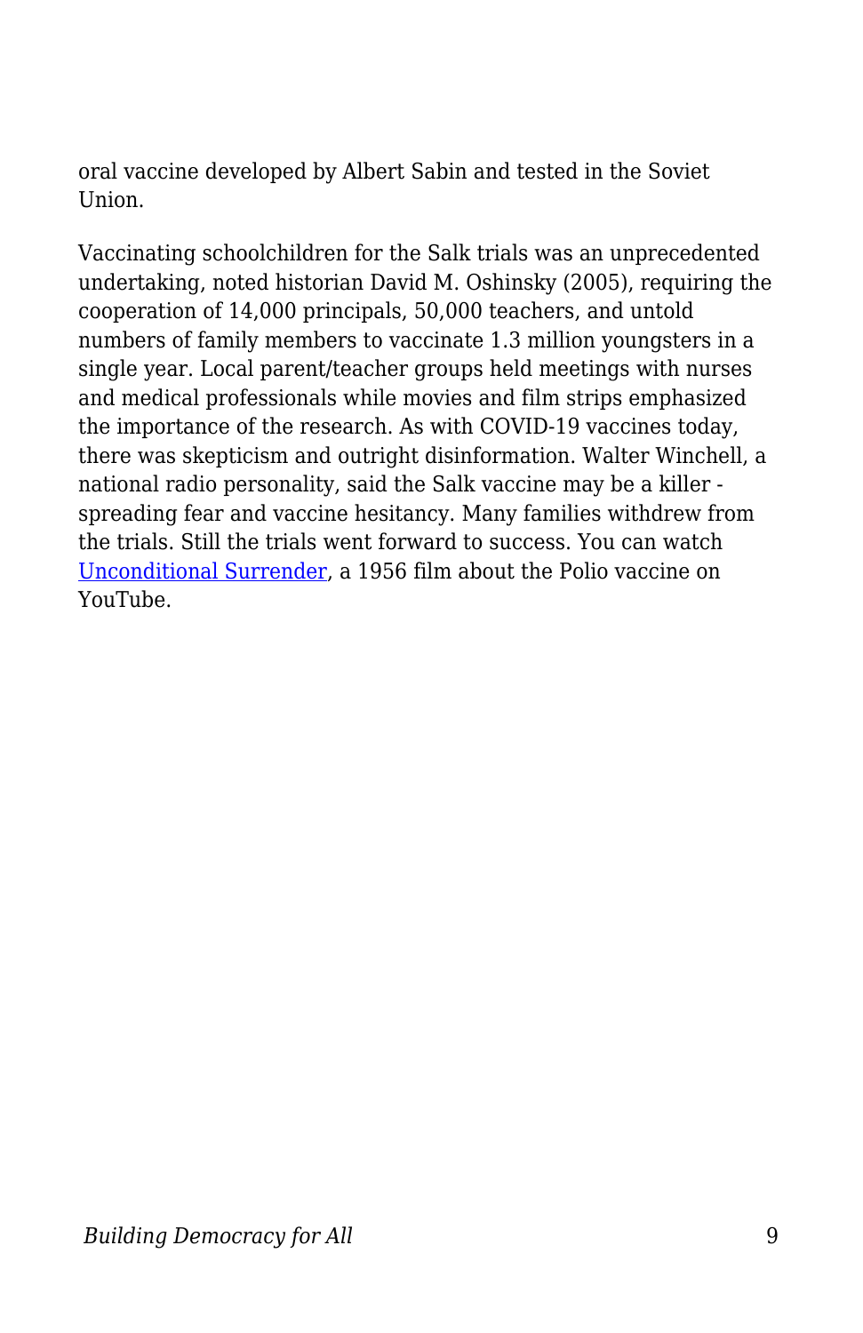oral vaccine developed by Albert Sabin and tested in the Soviet Union.

Vaccinating schoolchildren for the Salk trials was an unprecedented undertaking, noted historian David M. Oshinsky (2005), requiring the cooperation of 14,000 principals, 50,000 teachers, and untold numbers of family members to vaccinate 1.3 million youngsters in a single year. Local parent/teacher groups held meetings with nurses and medical professionals while movies and film strips emphasized the importance of the research. As with COVID-19 vaccines today, there was skepticism and outright disinformation. Walter Winchell, a national radio personality, said the Salk vaccine may be a killer - spreading fear and vaccine hesitancy. Many families withdrew from the trials. Still the trials went forward to success. You can watch Unconditional Surrender, a 1956 film about the Polio vaccine on YouTube.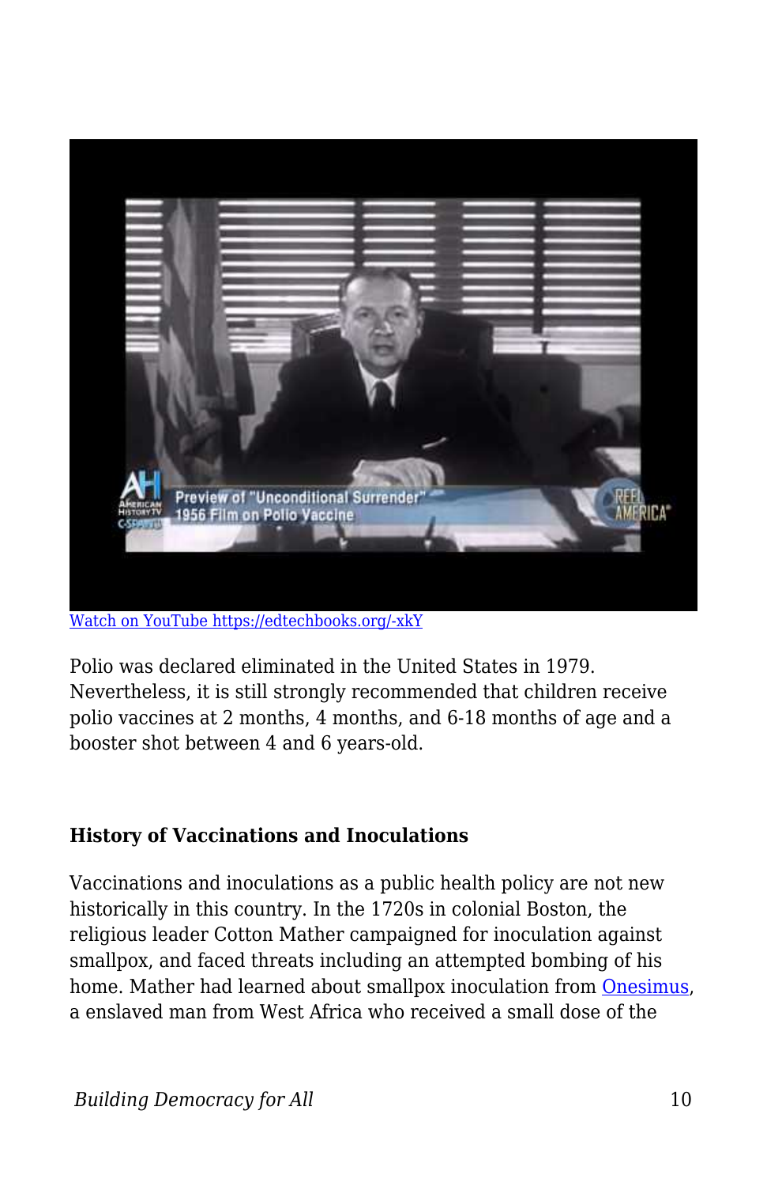[Watch on YouTube https://edtechbooks.org/-xkY](https://edtechbooks.org/-xkY)

Polio was declared eliminated in the United States in 1979. Nevertheless, it is still strongly recommended that children receive polio vaccines at 2 months, 4 months, and 6-18 months of age and a booster shot between 4 and 6 years-old.

### History of Vaccinations and Inoculations

Vaccinations and inoculations as a public health policy are not new historically in this country. In the 1720s in colonial Boston, the religious leader Cotton Mather campaigned for inoculation against smallpox, and faced threats including an attempted bombing of his home. Mather had learned about smallpox inoculation from [Onesimus](#), a enslaved man from West Africa who received a small dose of the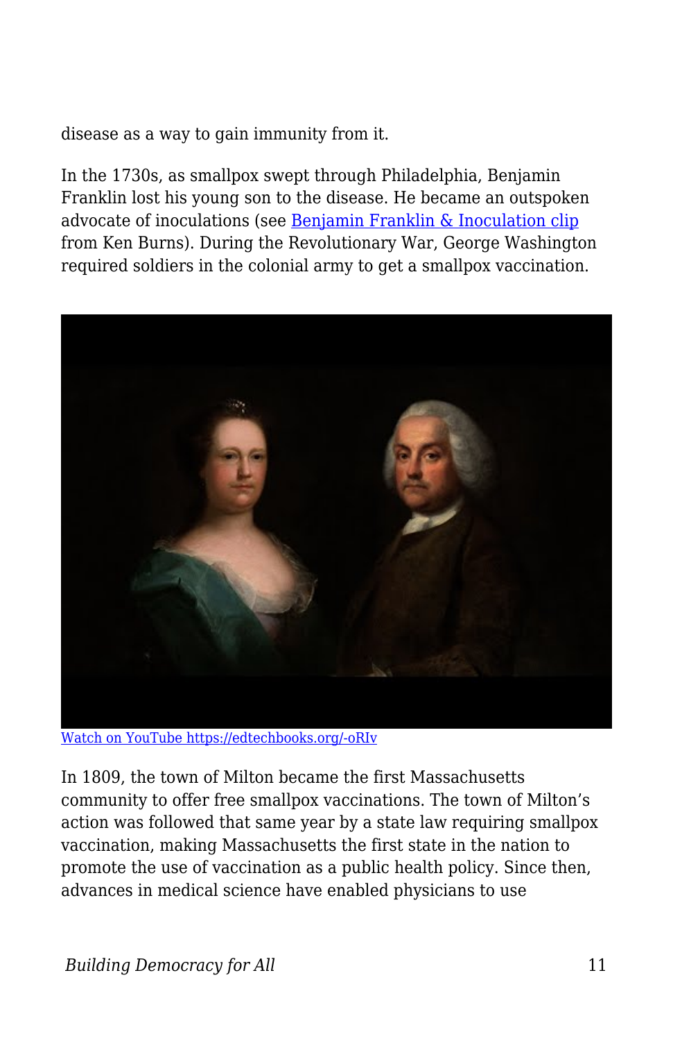disease as a way to gain immunity from it.

In the 1730s, as smallpox swept through Philadelphia, Benjamin Franklin lost his young son to the disease. He became an outspoken advocate of inoculations (see Benjamin Franklin & Inoculation clip from Ken Burns). During the Revolutionary War, George Washington required soldiers in the colonial army to get a smallpox vaccination.

Watch on YouTube https://edtechbooks.org/-oRIv

In 1809, the town of Milton became the first Massachusetts community to offer free smallpox vaccinations. The town of Milton's action was followed that same year by a state law requiring smallpox vaccination, making Massachusetts the first state in the nation to promote the use of vaccination as a public health policy. Since then, advances in medical science have enabled physicians to use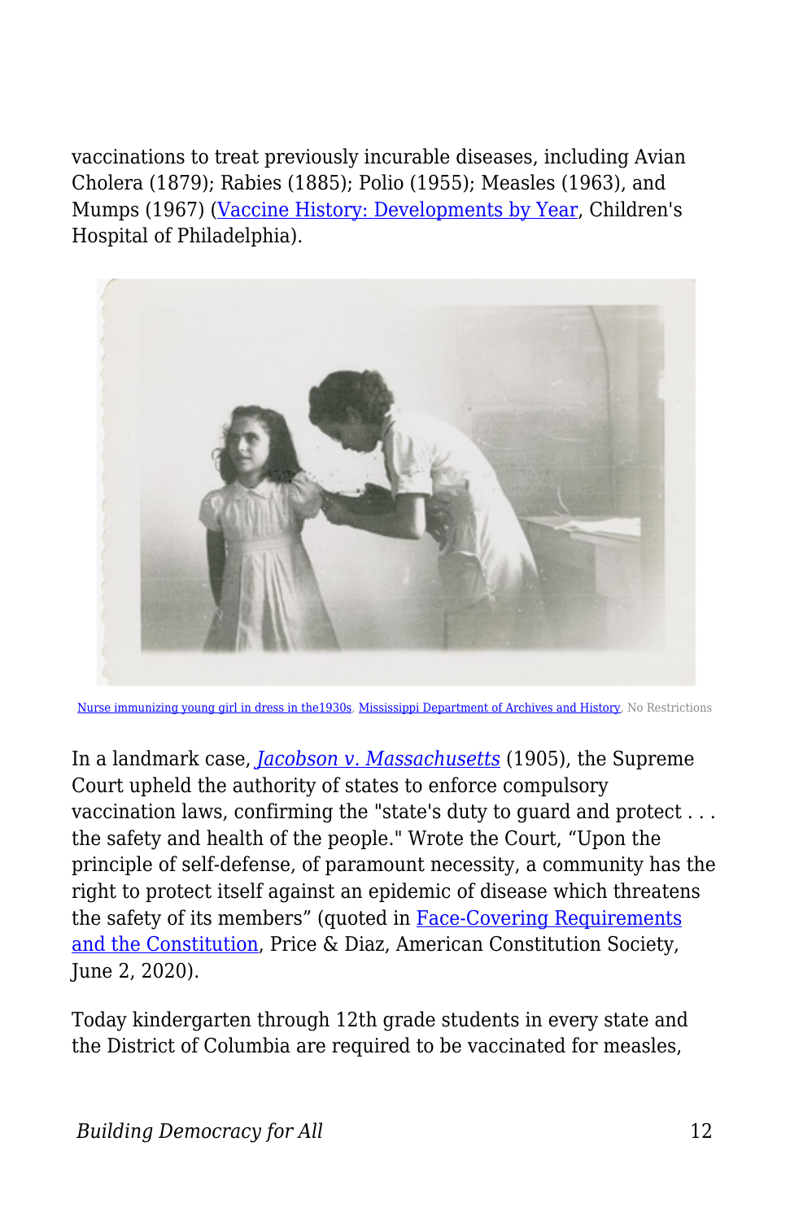vaccinations to treat previously incurable diseases, including Avian Cholera (1879); Rabies (1885); Polio (1955); Measles (1963), and Mumps (1967) (Vaccine History: Developments by Year, Children's Hospital of Philadelphia).

Nurse immunizing young girl in dress in the1930s, Mississippi Department of Archives and History, No Restrictions

In a landmark case, *Jacobson v. Massachusetts* (1905), the Supreme Court upheld the authority of states to enforce compulsory vaccination laws, confirming the "state's duty to guard and protect . . . the safety and health of the people." Wrote the Court, "Upon the principle of self-defense, of paramount necessity, a community has the right to protect itself against an epidemic of disease which threatens the safety of its members" (quoted in Face-Covering Requirements and the Constitution, Price & Diaz, American Constitution Society, June 2, 2020).

Today kindergarten through 12th grade students in every state and the District of Columbia are required to be vaccinated for measles,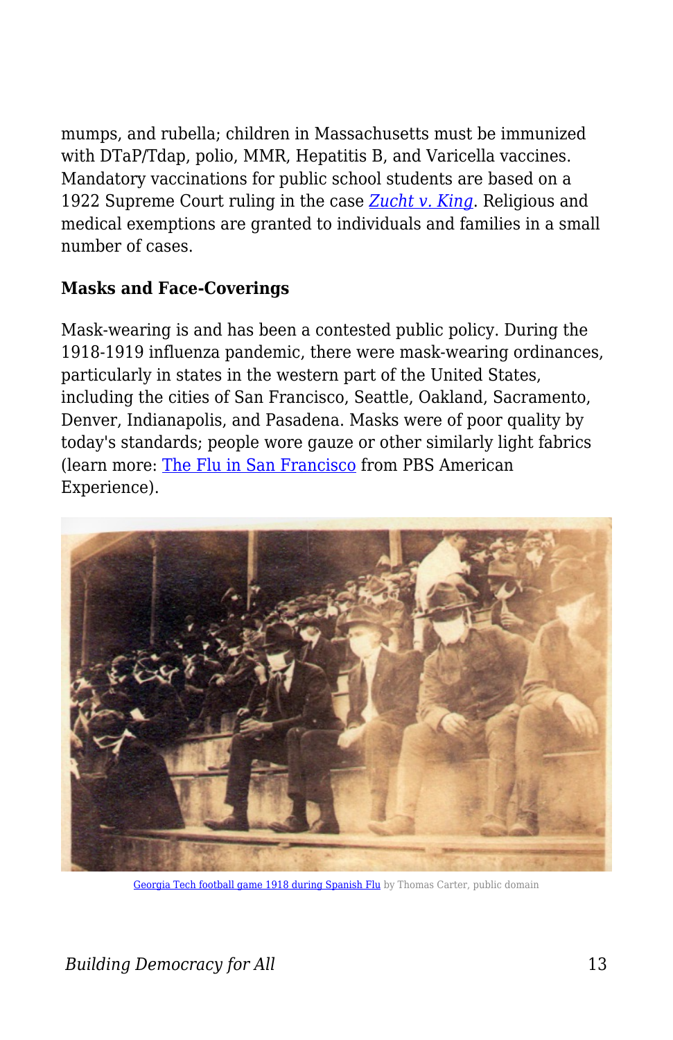mumps, and rubella; children in Massachusetts must be immunized with DTaP/Tdap, polio, MMR, Hepatitis B, and Varicella vaccines. Mandatory vaccinations for public school students are based on a 1922 Supreme Court ruling in the case *Zucht v. King*. Religious and medical exemptions are granted to individuals and families in a small number of cases.

**Masks and Face-Coverings**

Mask-wearing is and has been a contested public policy. During the 1918-1919 influenza pandemic, there were mask-wearing ordinances, particularly in states in the western part of the United States, including the cities of San Francisco, Seattle, Oakland, Sacramento, Denver, Indianapolis, and Pasadena. Masks were of poor quality by today's standards; people wore gauze or other similarly light fabrics (learn more: The Flu in San Francisco from PBS American Experience).

Georgia Tech football game 1918 during Spanish Flu by Thomas Carter, public domain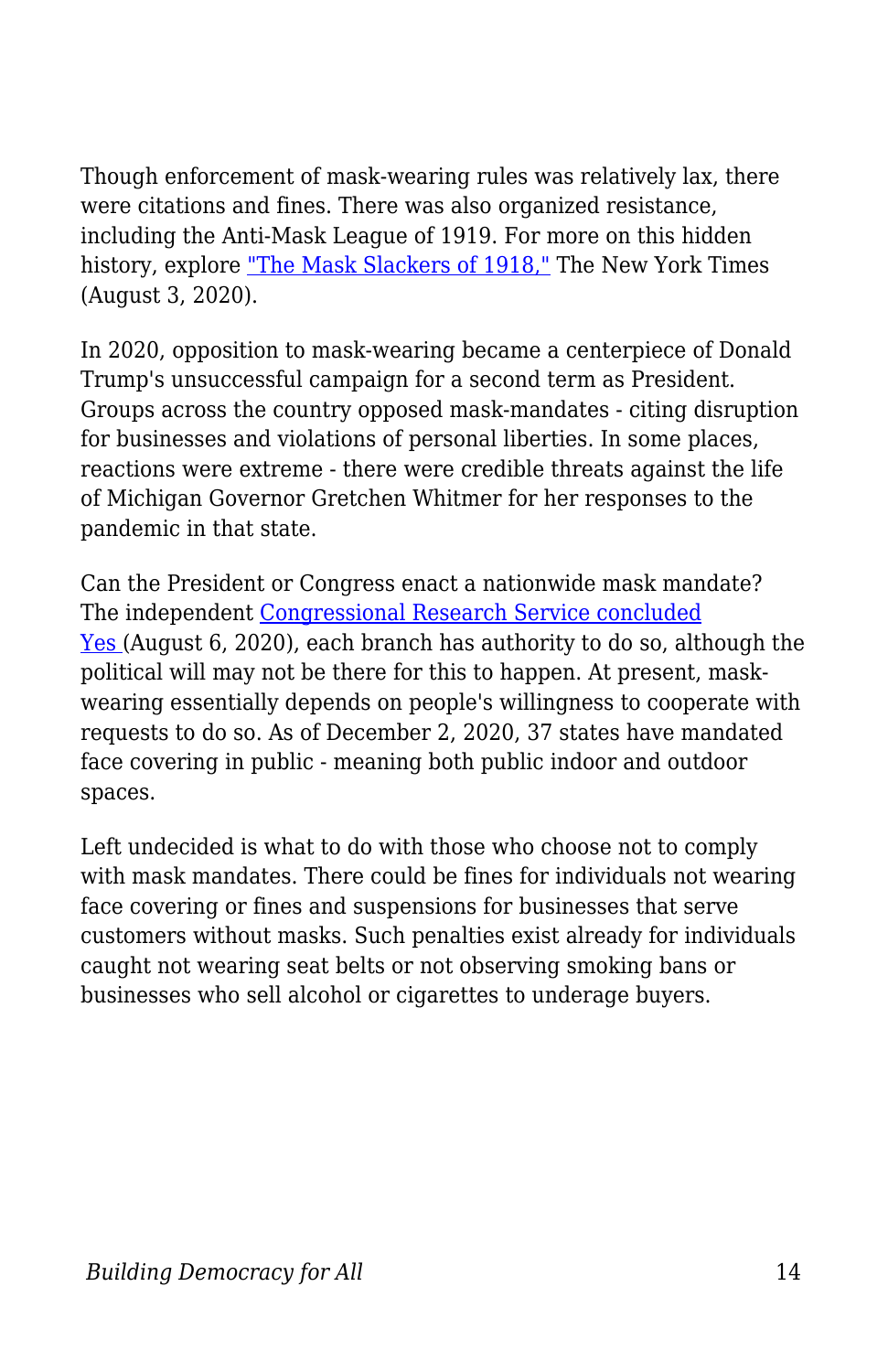Though enforcement of mask-wearing rules was relatively lax, there were citations and fines. There was also organized resistance, including the Anti-Mask League of 1919. For more on this hidden history, explore "The Mask Slackers of 1918," The New York Times (August 3, 2020).

In 2020, opposition to mask-wearing became a centerpiece of Donald Trump's unsuccessful campaign for a second term as President. Groups across the country opposed mask-mandates - citing disruption for businesses and violations of personal liberties. In some places, reactions were extreme - there were credible threats against the life of Michigan Governor Gretchen Whitmer for her responses to the pandemic in that state.

Can the President or Congress enact a nationwide mask mandate? The independent Congressional Research Service concluded Yes (August 6, 2020), each branch has authority to do so, although the political will may not be there for this to happen. At present, mask-wearing essentially depends on people's willingness to cooperate with requests to do so. As of December 2, 2020, 37 states have mandated face covering in public - meaning both public indoor and outdoor spaces.

Left undecided is what to do with those who choose not to comply with mask mandates. There could be fines for individuals not wearing face covering or fines and suspensions for businesses that serve customers without masks. Such penalties exist already for individuals caught not wearing seat belts or not observing smoking bans or businesses who sell alcohol or cigarettes to underage buyers.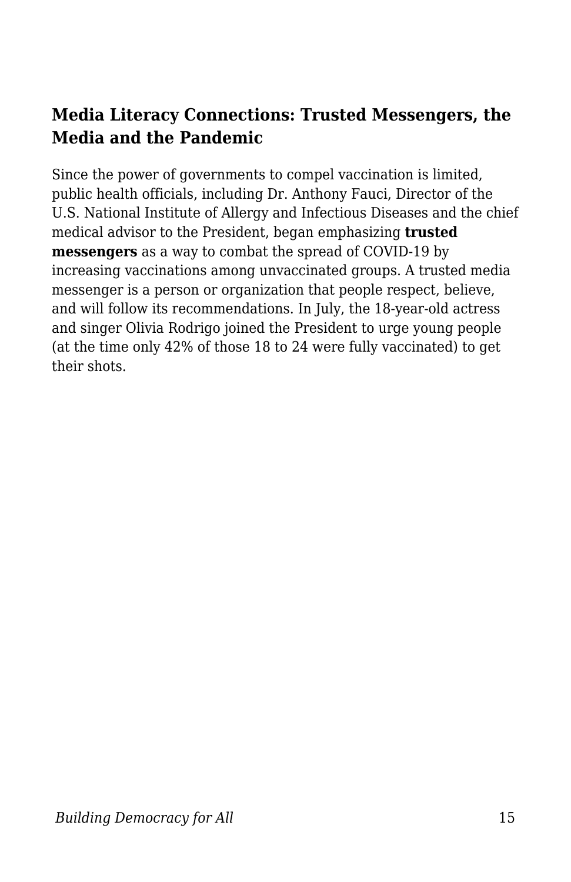### Media Literacy Connections: Trusted Messengers, the Media and the Pandemic

Since the power of governments to compel vaccination is limited, public health officials, including Dr. Anthony Fauci, Director of the U.S. National Institute of Allergy and Infectious Diseases and the chief medical advisor to the President, began emphasizing **trusted messengers** as a way to combat the spread of COVID-19 by increasing vaccinations among unvaccinated groups. A trusted media messenger is a person or organization that people respect, believe, and will follow its recommendations. In July, the 18-year-old actress and singer Olivia Rodrigo joined the President to urge young people (at the time only 42% of those 18 to 24 were fully vaccinated) to get their shots.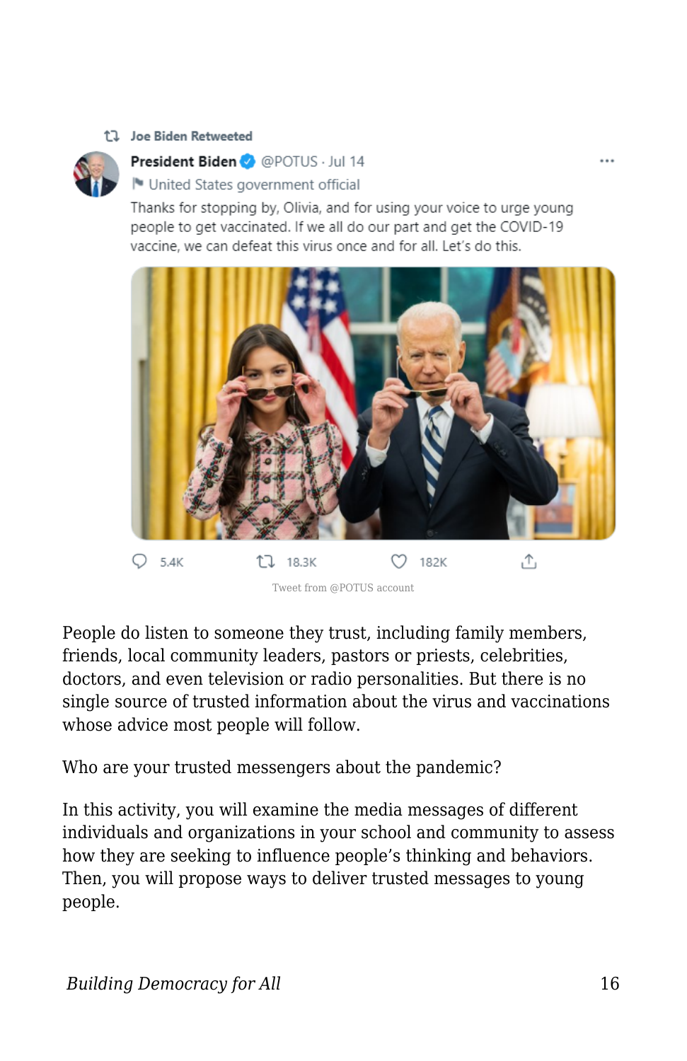Joe Biden Retweeted

**President Biden** @POTUS · Jul 14

United States government official

Thanks for stopping by, Olivia, and for using your voice to urge young people to get vaccinated. If we all do our part and get the COVID-19 vaccine, we can defeat this virus once and for all. Let's do this.

5.4K 18.3K 182K

Tweet from @POTUS account

People do listen to someone they trust, including family members, friends, local community leaders, pastors or priests, celebrities, doctors, and even television or radio personalities. But there is no single source of trusted information about the virus and vaccinations whose advice most people will follow.

Who are your trusted messengers about the pandemic?

In this activity, you will examine the media messages of different individuals and organizations in your school and community to assess how they are seeking to influence people's thinking and behaviors. Then, you will propose ways to deliver trusted messages to young people.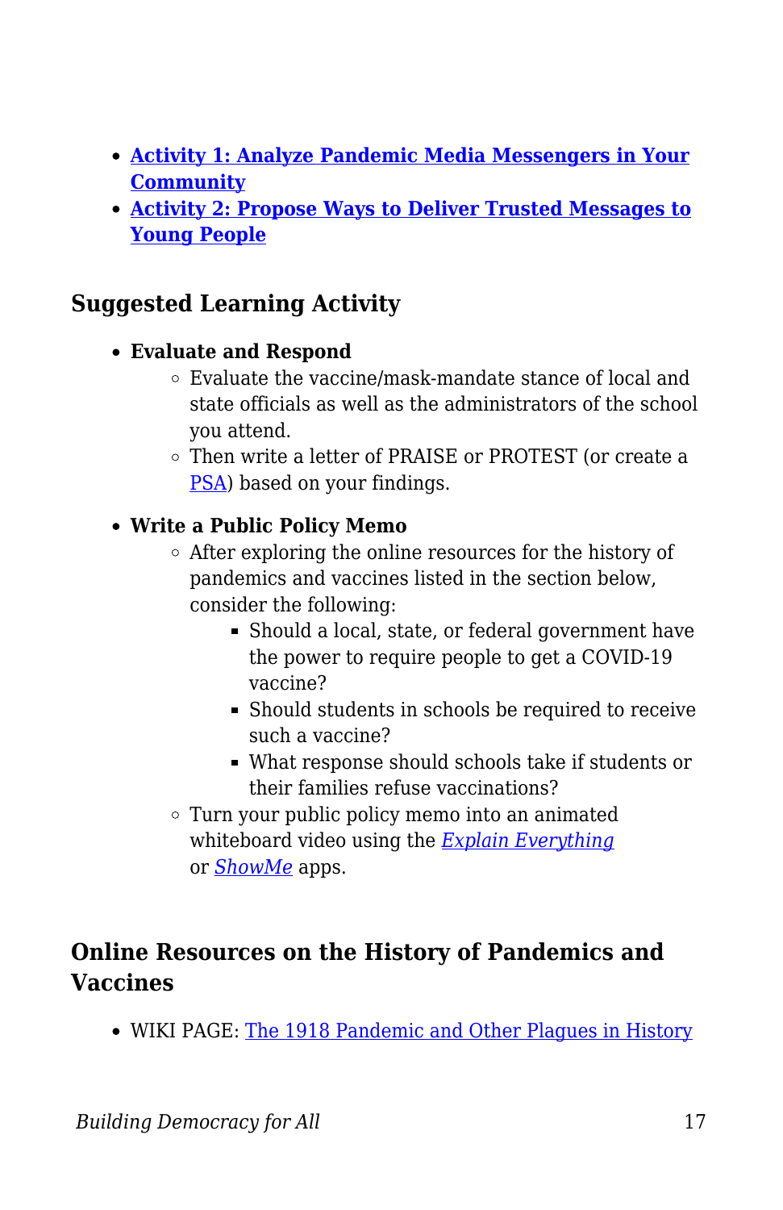- **Activity 1: Analyze Pandemic Media Messengers in Your Community**
- **Activity 2: Propose Ways to Deliver Trusted Messages to Young People**

### Suggested Learning Activity

- **Evaluate and Respond**
  - Evaluate the vaccine/mask-mandate stance of local and state officials as well as the administrators of the school you attend.
  - Then write a letter of PRAISE or PROTEST (or create a PSA) based on your findings.
- **Write a Public Policy Memo**
  - After exploring the online resources for the history of pandemics and vaccines listed in the section below, consider the following:
    - Should a local, state, or federal government have the power to require people to get a COVID-19 vaccine?
    - Should students in schools be required to receive such a vaccine?
    - What response should schools take if students or their families refuse vaccinations?
  - Turn your public policy memo into an animated whiteboard video using the *Explain Everything* or *ShowMe* apps.

### Online Resources on the History of Pandemics and Vaccines

- WIKI PAGE: The 1918 Pandemic and Other Plagues in History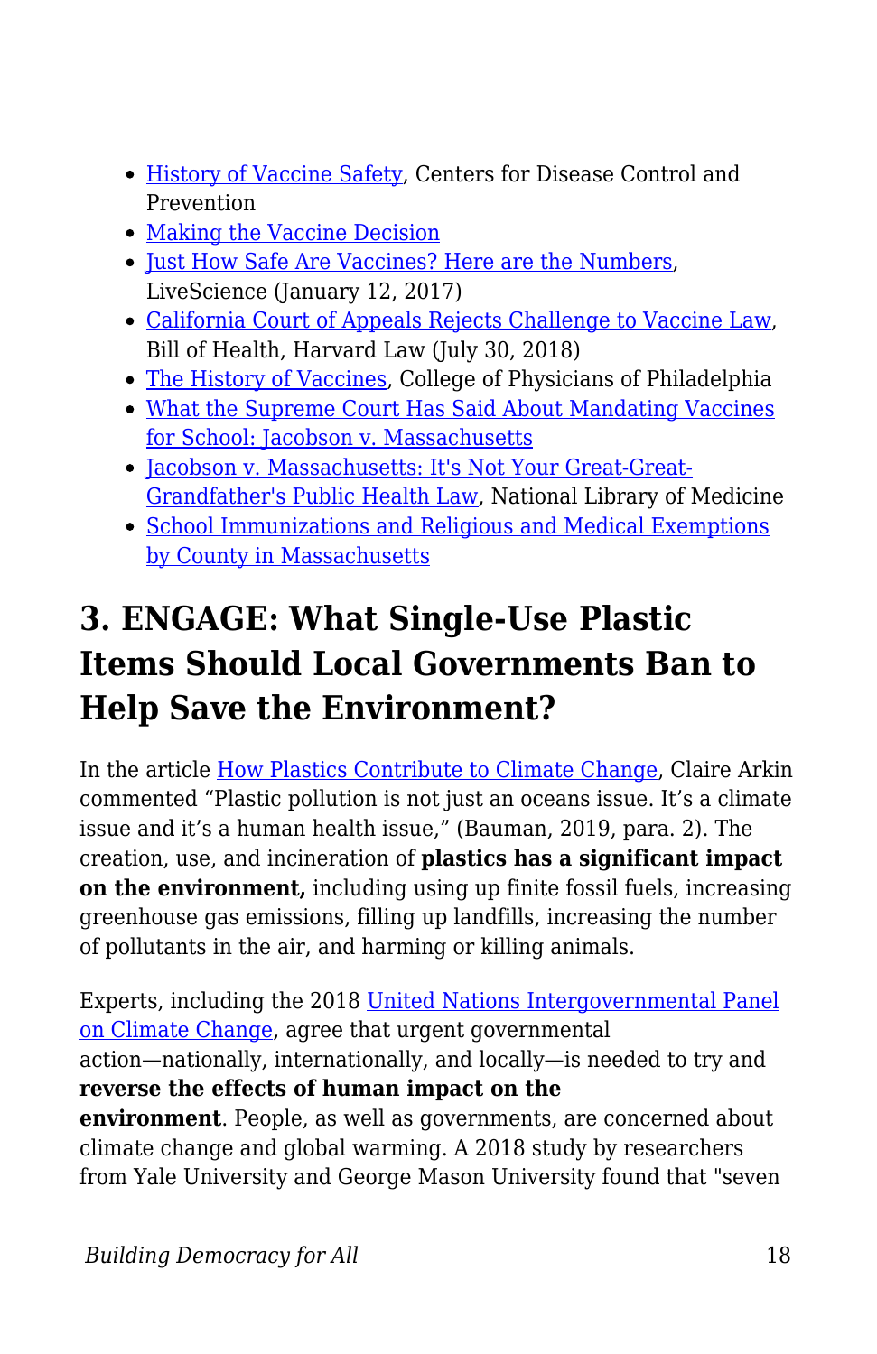- History of Vaccine Safety, Centers for Disease Control and Prevention
- Making the Vaccine Decision
- Just How Safe Are Vaccines? Here are the Numbers, LiveScience (January 12, 2017)
- California Court of Appeals Rejects Challenge to Vaccine Law, Bill of Health, Harvard Law (July 30, 2018)
- The History of Vaccines, College of Physicians of Philadelphia
- What the Supreme Court Has Said About Mandating Vaccines for School: Jacobson v. Massachusetts
- Jacobson v. Massachusetts: It's Not Your Great-Great-Grandfather's Public Health Law, National Library of Medicine
- School Immunizations and Religious and Medical Exemptions by County in Massachusetts

## 3. ENGAGE: What Single-Use Plastic Items Should Local Governments Ban to Help Save the Environment?

In the article How Plastics Contribute to Climate Change, Claire Arkin commented "Plastic pollution is not just an oceans issue. It's a climate issue and it's a human health issue," (Bauman, 2019, para. 2). The creation, use, and incineration of **plastics has a significant impact on the environment,** including using up finite fossil fuels, increasing greenhouse gas emissions, filling up landfills, increasing the number of pollutants in the air, and harming or killing animals.

Experts, including the 2018 United Nations Intergovernmental Panel on Climate Change, agree that urgent governmental action—nationally, internationally, and locally—is needed to try and **reverse the effects of human impact on the environment**. People, as well as governments, are concerned about climate change and global warming. A 2018 study by researchers from Yale University and George Mason University found that "seven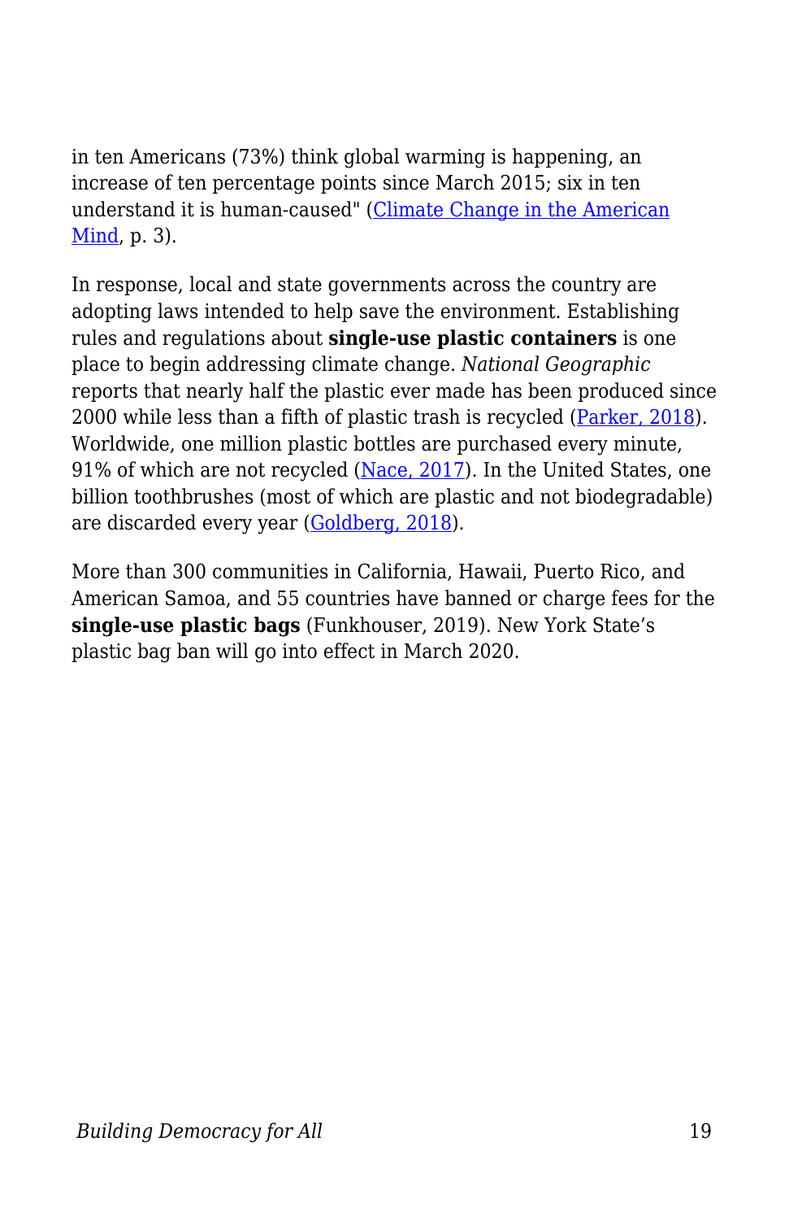in ten Americans (73%) think global warming is happening, an increase of ten percentage points since March 2015; six in ten understand it is human-caused" (Climate Change in the American Mind, p. 3).

In response, local and state governments across the country are adopting laws intended to help save the environment. Establishing rules and regulations about **single-use plastic containers** is one place to begin addressing climate change. *National Geographic* reports that nearly half the plastic ever made has been produced since 2000 while less than a fifth of plastic trash is recycled (Parker, 2018). Worldwide, one million plastic bottles are purchased every minute, 91% of which are not recycled (Nace, 2017). In the United States, one billion toothbrushes (most of which are plastic and not biodegradable) are discarded every year (Goldberg, 2018).

More than 300 communities in California, Hawaii, Puerto Rico, and American Samoa, and 55 countries have banned or charge fees for the **single-use plastic bags** (Funkhouser, 2019). New York State's plastic bag ban will go into effect in March 2020.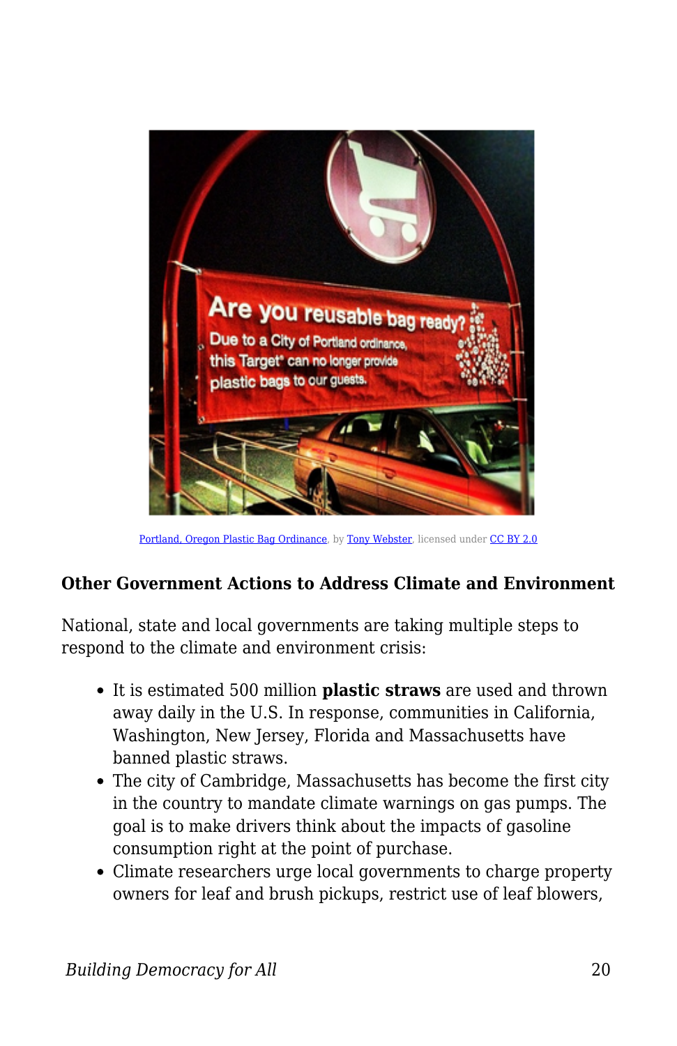Portland, Oregon Plastic Bag Ordinance, by Tony Webster, licensed under CC BY 2.0

### Other Government Actions to Address Climate and Environment

National, state and local governments are taking multiple steps to respond to the climate and environment crisis:

- It is estimated 500 million **plastic straws** are used and thrown away daily in the U.S. In response, communities in California, Washington, New Jersey, Florida and Massachusetts have banned plastic straws.
- The city of Cambridge, Massachusetts has become the first city in the country to mandate climate warnings on gas pumps. The goal is to make drivers think about the impacts of gasoline consumption right at the point of purchase.
- Climate researchers urge local governments to charge property owners for leaf and brush pickups, restrict use of leaf blowers,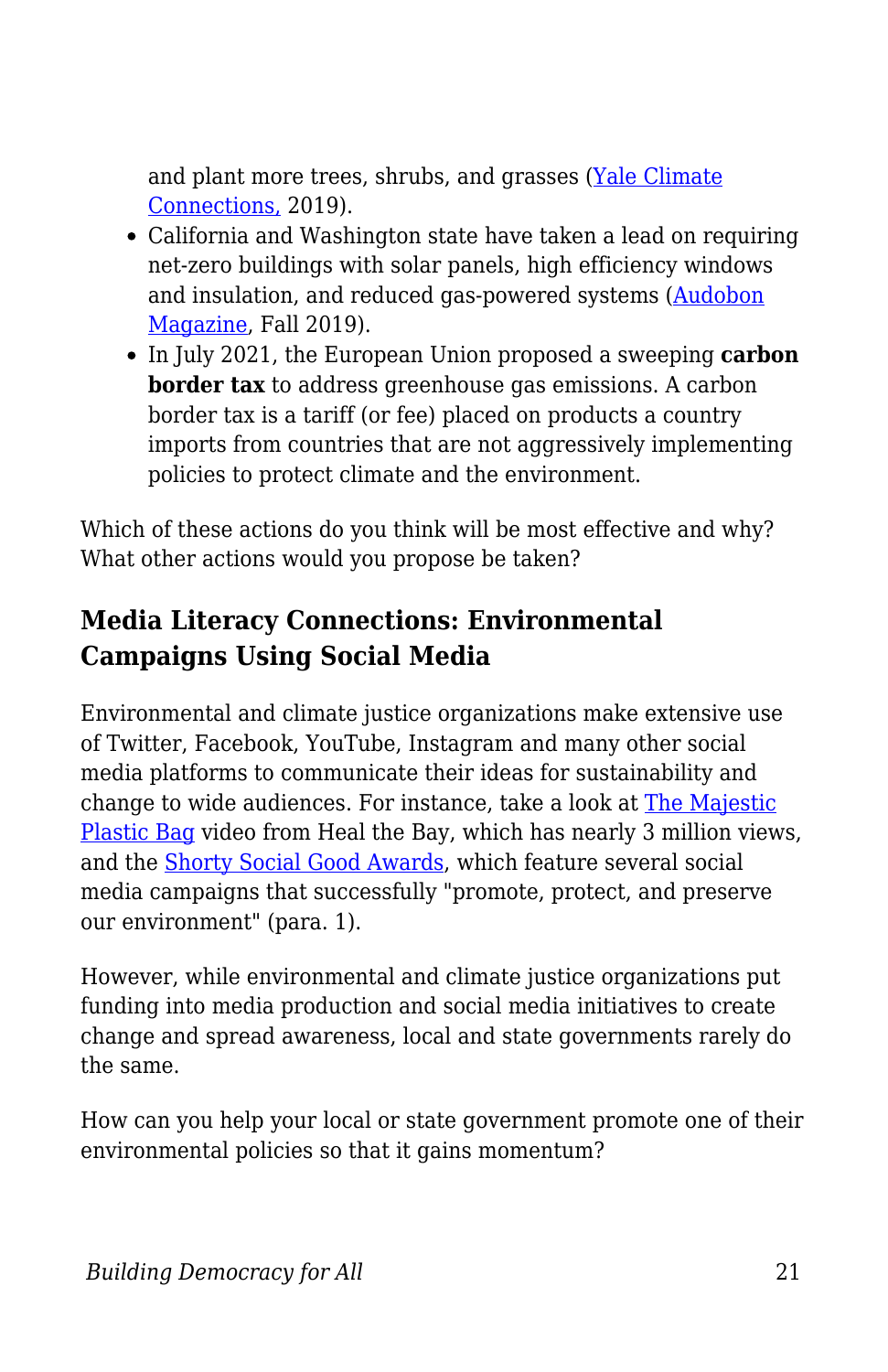and plant more trees, shrubs, and grasses (Yale Climate Connections, 2019).

- California and Washington state have taken a lead on requiring net-zero buildings with solar panels, high efficiency windows and insulation, and reduced gas-powered systems (Audobon Magazine, Fall 2019).
- In July 2021, the European Union proposed a sweeping **carbon border tax** to address greenhouse gas emissions. A carbon border tax is a tariff (or fee) placed on products a country imports from countries that are not aggressively implementing policies to protect climate and the environment.

Which of these actions do you think will be most effective and why? What other actions would you propose be taken?

## Media Literacy Connections: Environmental Campaigns Using Social Media

Environmental and climate justice organizations make extensive use of Twitter, Facebook, YouTube, Instagram and many other social media platforms to communicate their ideas for sustainability and change to wide audiences. For instance, take a look at The Majestic Plastic Bag video from Heal the Bay, which has nearly 3 million views, and the Shorty Social Good Awards, which feature several social media campaigns that successfully "promote, protect, and preserve our environment" (para. 1).

However, while environmental and climate justice organizations put funding into media production and social media initiatives to create change and spread awareness, local and state governments rarely do the same.

How can you help your local or state government promote one of their environmental policies so that it gains momentum?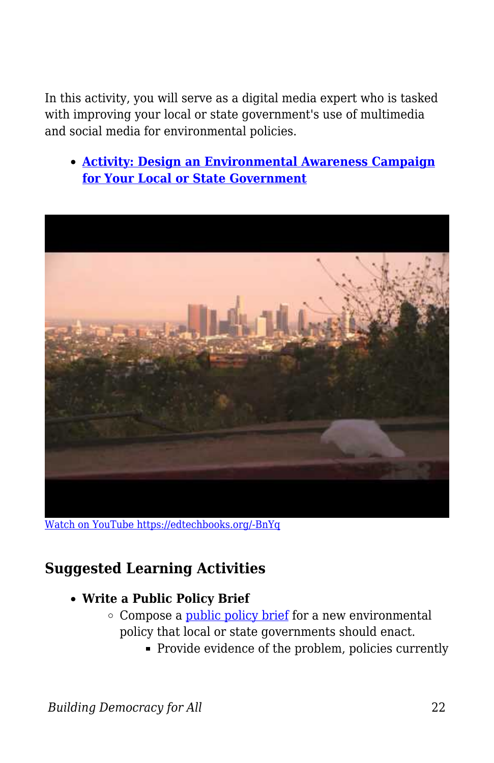In this activity, you will serve as a digital media expert who is tasked with improving your local or state government's use of multimedia and social media for environmental policies.

- **[Activity: Design an Environmental Awareness Campaign for Your Local or State Government]()**

[Watch on YouTube https://edtechbooks.org/-BnYq]()

## Suggested Learning Activities

- **Write a Public Policy Brief**
  - Compose a [public policy brief]() for a new environmental policy that local or state governments should enact.
    - Provide evidence of the problem, policies currently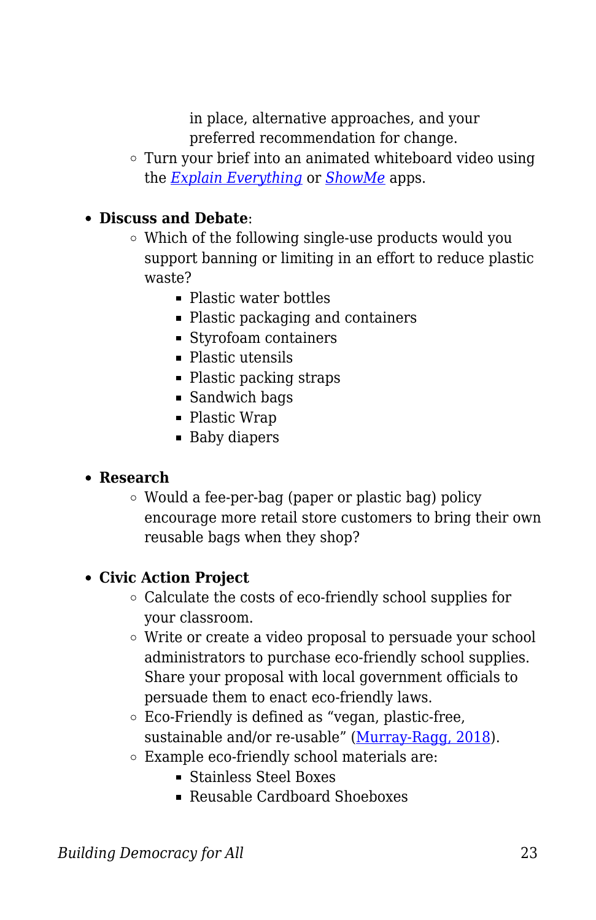in place, alternative approaches, and your preferred recommendation for change.

- Turn your brief into an animated whiteboard video using the *[Explain Everything](#)* or *[ShowMe](#)* apps.

- **Discuss and Debate**:
  - Which of the following single-use products would you support banning or limiting in an effort to reduce plastic waste?
    - Plastic water bottles
    - Plastic packaging and containers
    - Styrofoam containers
    - Plastic utensils
    - Plastic packing straps
    - Sandwich bags
    - Plastic Wrap
    - Baby diapers

- **Research**
  - Would a fee-per-bag (paper or plastic bag) policy encourage more retail store customers to bring their own reusable bags when they shop?

- **Civic Action Project**
  - Calculate the costs of eco-friendly school supplies for your classroom.
  - Write or create a video proposal to persuade your school administrators to purchase eco-friendly school supplies. Share your proposal with local government officials to persuade them to enact eco-friendly laws.
  - Eco-Friendly is defined as "vegan, plastic-free, sustainable and/or re-usable" ([Murray-Ragg, 2018](#)).
  - Example eco-friendly school materials are:
    - Stainless Steel Boxes
    - Reusable Cardboard Shoeboxes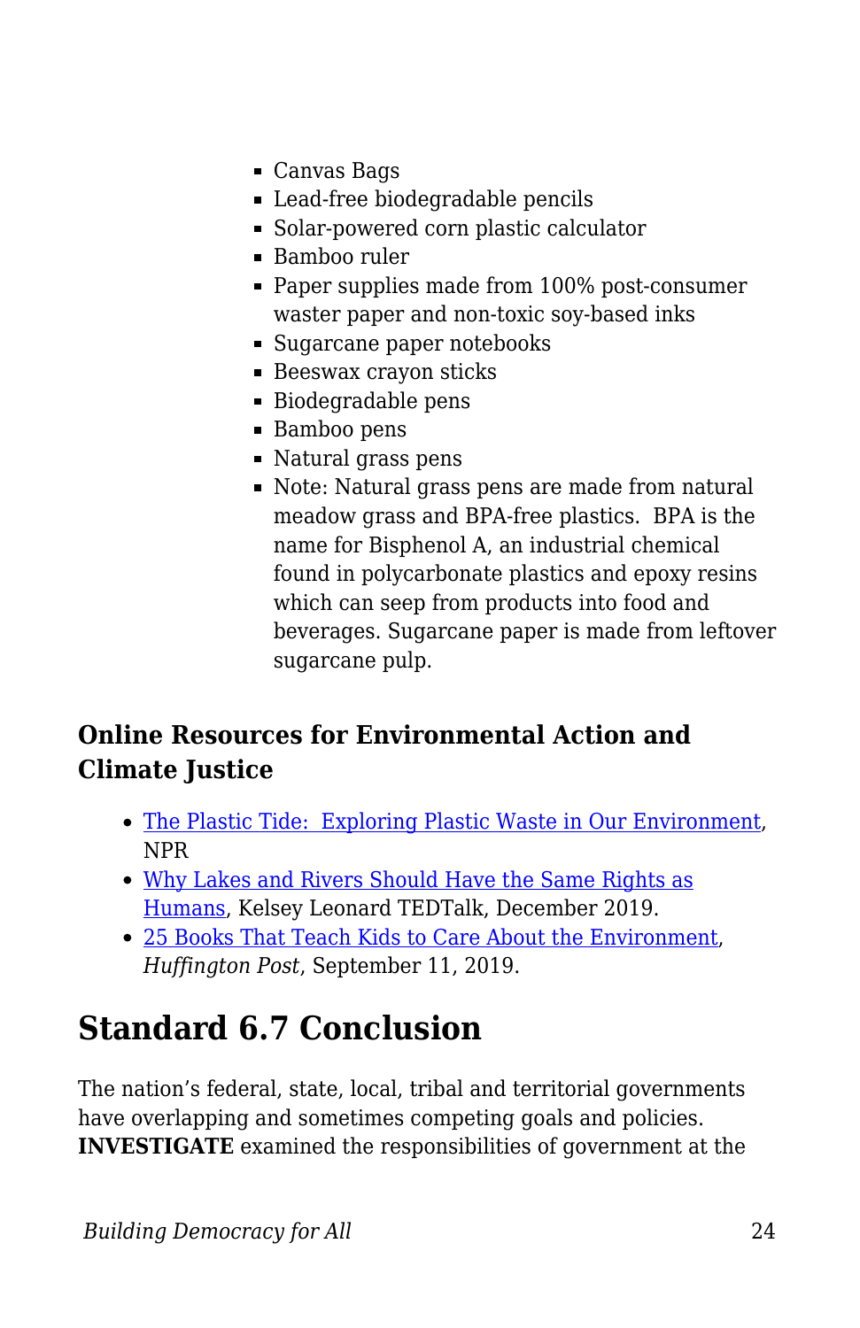- Canvas Bags
- Lead-free biodegradable pencils
- Solar-powered corn plastic calculator
- Bamboo ruler
- Paper supplies made from 100% post-consumer waster paper and non-toxic soy-based inks
- Sugarcane paper notebooks
- Beeswax crayon sticks
- Biodegradable pens
- Bamboo pens
- Natural grass pens
- Note: Natural grass pens are made from natural meadow grass and BPA-free plastics. BPA is the name for Bisphenol A, an industrial chemical found in polycarbonate plastics and epoxy resins which can seep from products into food and beverages. Sugarcane paper is made from leftover sugarcane pulp.

### Online Resources for Environmental Action and Climate Justice

- The Plastic Tide: Exploring Plastic Waste in Our Environment, NPR
- Why Lakes and Rivers Should Have the Same Rights as Humans, Kelsey Leonard TEDTalk, December 2019.
- 25 Books That Teach Kids to Care About the Environment, *Huffington Post*, September 11, 2019.

## Standard 6.7 Conclusion

The nation's federal, state, local, tribal and territorial governments have overlapping and sometimes competing goals and policies. **INVESTIGATE** examined the responsibilities of government at the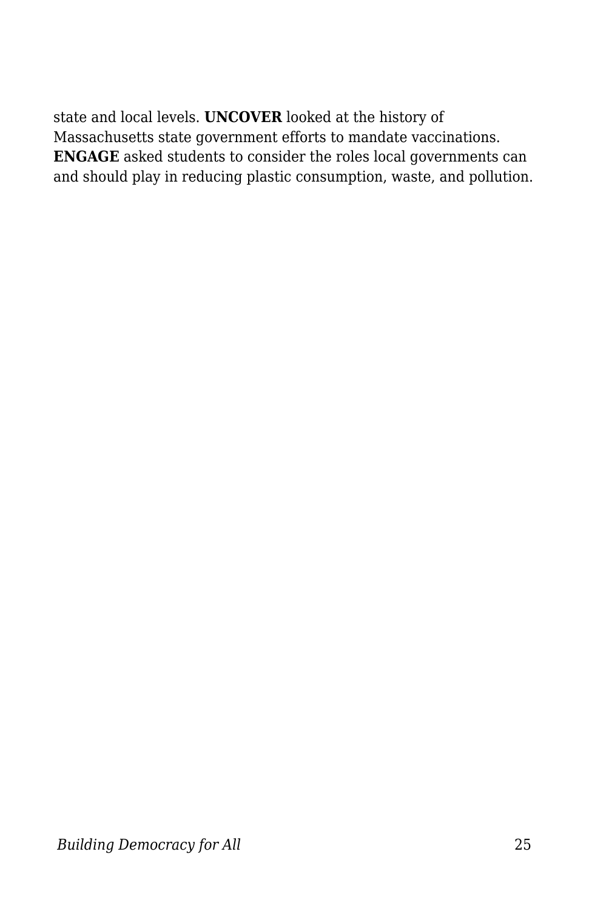state and local levels. **UNCOVER** looked at the history of Massachusetts state government efforts to mandate vaccinations. **ENGAGE** asked students to consider the roles local governments can and should play in reducing plastic consumption, waste, and pollution.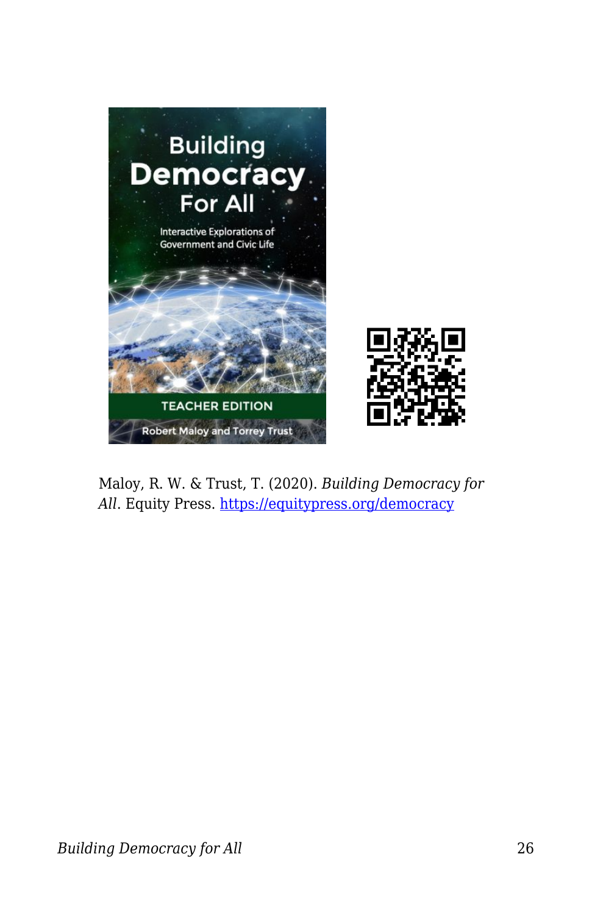Maloy, R. W. & Trust, T. (2020). *Building Democracy for All*. Equity Press. [https://equitypress.org/democracy](https://equitypress.org/democracy)